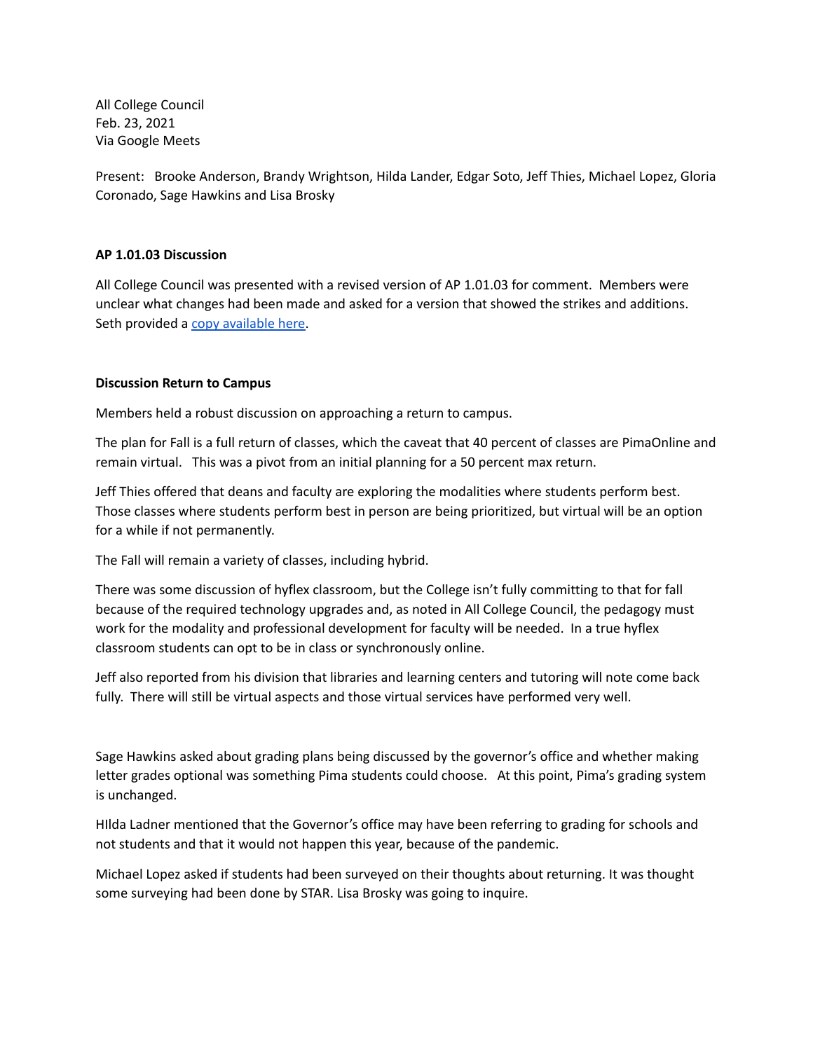All College Council
Feb. 23, 2021
Via Google Meets

Present: Brooke Anderson, Brandy Wrightson, Hilda Lander, Edgar Soto, Jeff Thies, Michael Lopez, Gloria Coronado, Sage Hawkins and Lisa Brosky

**AP 1.01.03 Discussion**

All College Council was presented with a revised version of AP 1.01.03 for comment. Members were unclear what changes had been made and asked for a version that showed the strikes and additions. Seth provided a [copy available here](#).

**Discussion Return to Campus**

Members held a robust discussion on approaching a return to campus.

The plan for Fall is a full return of classes, which the caveat that 40 percent of classes are PimaOnline and remain virtual. This was a pivot from an initial planning for a 50 percent max return.

Jeff Thies offered that deans and faculty are exploring the modalities where students perform best. Those classes where students perform best in person are being prioritized, but virtual will be an option for a while if not permanently.

The Fall will remain a variety of classes, including hybrid.

There was some discussion of hyflex classroom, but the College isn't fully committing to that for fall because of the required technology upgrades and, as noted in All College Council, the pedagogy must work for the modality and professional development for faculty will be needed. In a true hyflex classroom students can opt to be in class or synchronously online.

Jeff also reported from his division that libraries and learning centers and tutoring will note come back fully. There will still be virtual aspects and those virtual services have performed very well.

Sage Hawkins asked about grading plans being discussed by the governor's office and whether making letter grades optional was something Pima students could choose. At this point, Pima's grading system is unchanged.

HIlda Ladner mentioned that the Governor's office may have been referring to grading for schools and not students and that it would not happen this year, because of the pandemic.

Michael Lopez asked if students had been surveyed on their thoughts about returning. It was thought some surveying had been done by STAR. Lisa Brosky was going to inquire.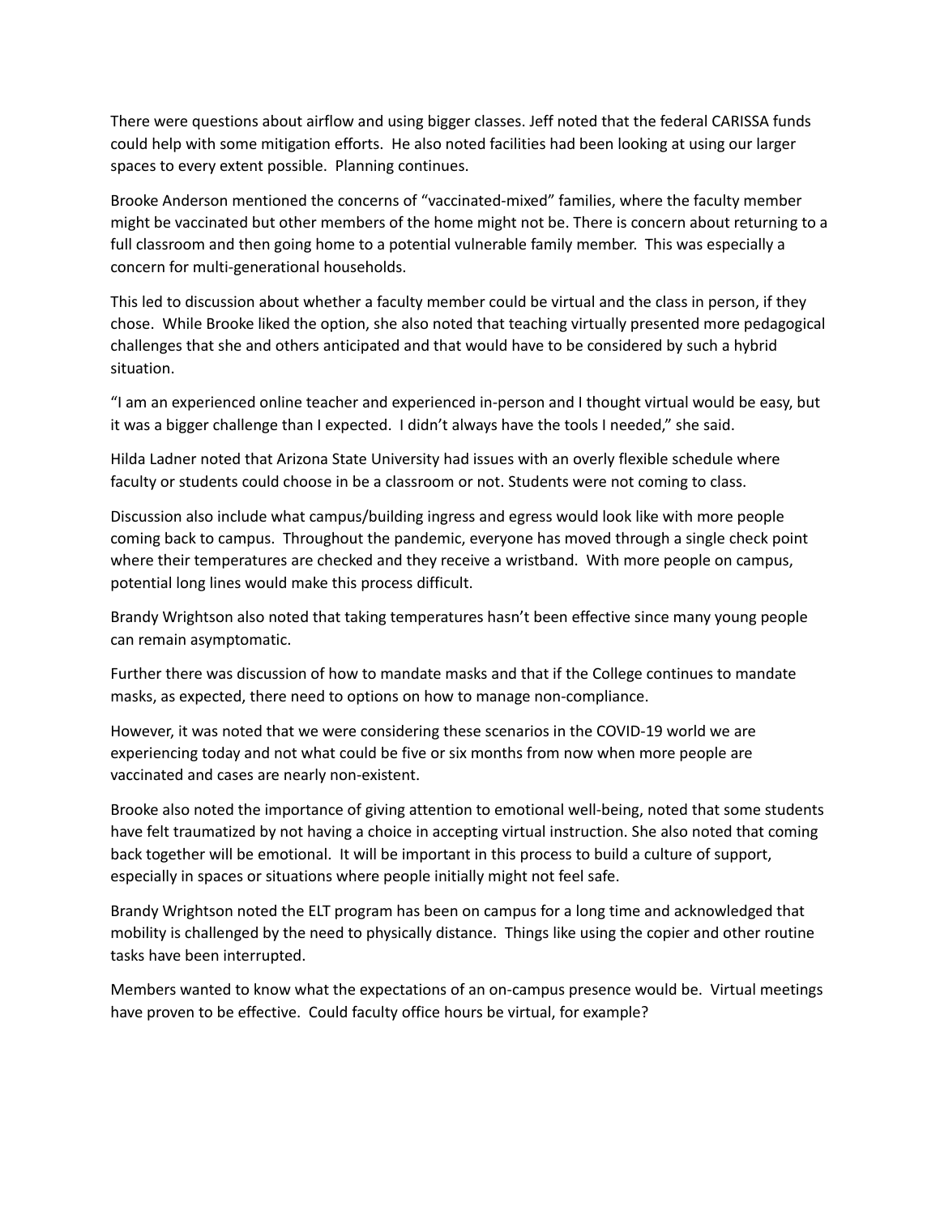There were questions about airflow and using bigger classes. Jeff noted that the federal CARISSA funds could help with some mitigation efforts. He also noted facilities had been looking at using our larger spaces to every extent possible. Planning continues.

Brooke Anderson mentioned the concerns of "vaccinated-mixed" families, where the faculty member might be vaccinated but other members of the home might not be. There is concern about returning to a full classroom and then going home to a potential vulnerable family member. This was especially a concern for multi-generational households.

This led to discussion about whether a faculty member could be virtual and the class in person, if they chose. While Brooke liked the option, she also noted that teaching virtually presented more pedagogical challenges that she and others anticipated and that would have to be considered by such a hybrid situation.

"I am an experienced online teacher and experienced in-person and I thought virtual would be easy, but it was a bigger challenge than I expected. I didn't always have the tools I needed," she said.

Hilda Ladner noted that Arizona State University had issues with an overly flexible schedule where faculty or students could choose in be a classroom or not. Students were not coming to class.

Discussion also include what campus/building ingress and egress would look like with more people coming back to campus. Throughout the pandemic, everyone has moved through a single check point where their temperatures are checked and they receive a wristband. With more people on campus, potential long lines would make this process difficult.

Brandy Wrightson also noted that taking temperatures hasn't been effective since many young people can remain asymptomatic.

Further there was discussion of how to mandate masks and that if the College continues to mandate masks, as expected, there need to options on how to manage non-compliance.

However, it was noted that we were considering these scenarios in the COVID-19 world we are experiencing today and not what could be five or six months from now when more people are vaccinated and cases are nearly non-existent.

Brooke also noted the importance of giving attention to emotional well-being, noted that some students have felt traumatized by not having a choice in accepting virtual instruction. She also noted that coming back together will be emotional. It will be important in this process to build a culture of support, especially in spaces or situations where people initially might not feel safe.

Brandy Wrightson noted the ELT program has been on campus for a long time and acknowledged that mobility is challenged by the need to physically distance. Things like using the copier and other routine tasks have been interrupted.

Members wanted to know what the expectations of an on-campus presence would be. Virtual meetings have proven to be effective. Could faculty office hours be virtual, for example?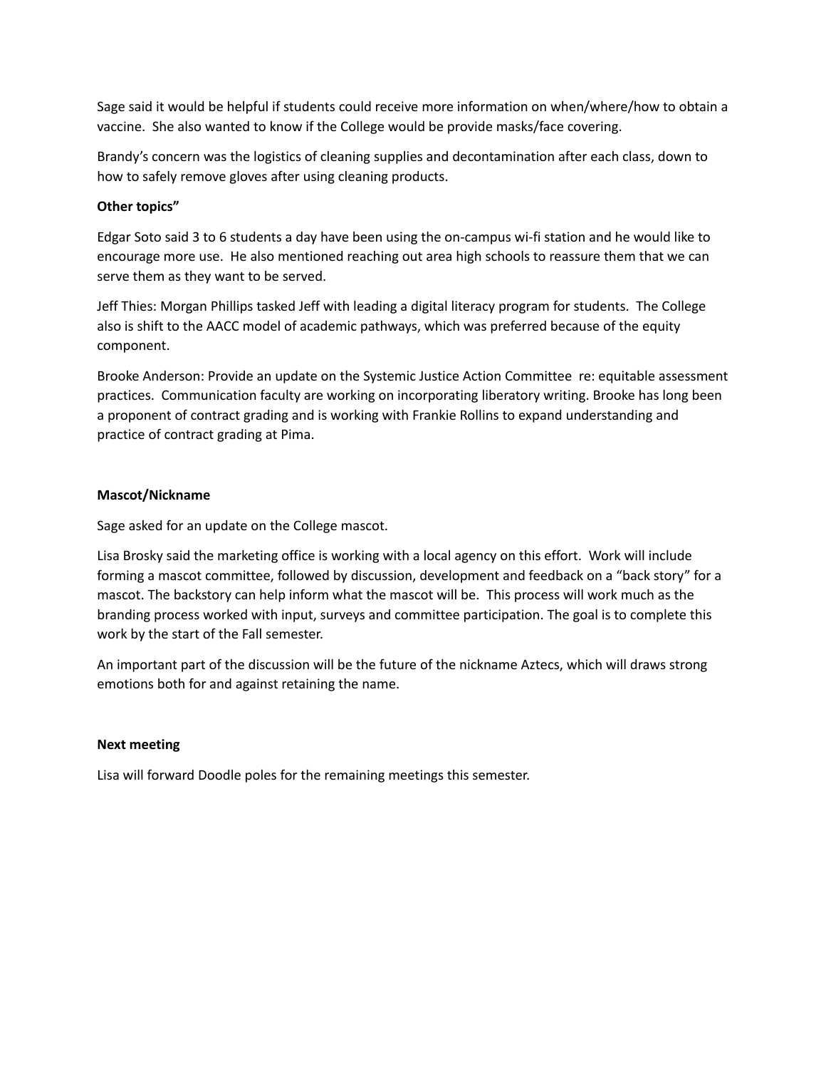Sage said it would be helpful if students could receive more information on when/where/how to obtain a vaccine. She also wanted to know if the College would be provide masks/face covering.

Brandy's concern was the logistics of cleaning supplies and decontamination after each class, down to how to safely remove gloves after using cleaning products.

**Other topics"**

Edgar Soto said 3 to 6 students a day have been using the on-campus wi-fi station and he would like to encourage more use. He also mentioned reaching out area high schools to reassure them that we can serve them as they want to be served.

Jeff Thies: Morgan Phillips tasked Jeff with leading a digital literacy program for students. The College also is shift to the AACC model of academic pathways, which was preferred because of the equity component.

Brooke Anderson: Provide an update on the Systemic Justice Action Committee re: equitable assessment practices. Communication faculty are working on incorporating liberatory writing. Brooke has long been a proponent of contract grading and is working with Frankie Rollins to expand understanding and practice of contract grading at Pima.

**Mascot/Nickname**

Sage asked for an update on the College mascot.

Lisa Brosky said the marketing office is working with a local agency on this effort. Work will include forming a mascot committee, followed by discussion, development and feedback on a "back story" for a mascot. The backstory can help inform what the mascot will be. This process will work much as the branding process worked with input, surveys and committee participation. The goal is to complete this work by the start of the Fall semester.

An important part of the discussion will be the future of the nickname Aztecs, which will draws strong emotions both for and against retaining the name.

**Next meeting**

Lisa will forward Doodle poles for the remaining meetings this semester.